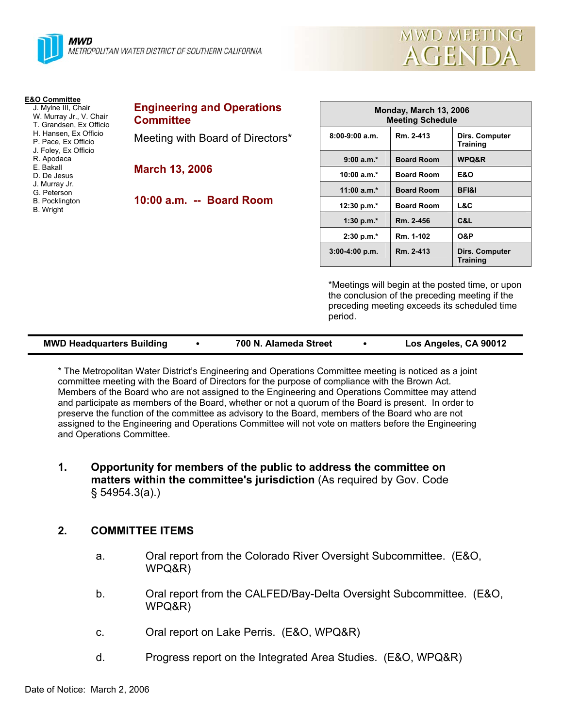MWD
METROPOLITAN WATER DISTRICT OF SOUTHERN CALIFORNIA

MWD MEETING AGENDA

**E&O Committee**
- J. Mylne III, Chair
- W. Murray Jr., V. Chair
- T. Grandsen, Ex Officio
- H. Hansen, Ex Officio
- P. Pace, Ex Officio
- J. Foley, Ex Officio
- R. Apodaca
- E. Bakall
- D. De Jesus
- J. Murray Jr.
- G. Peterson
- B. Pocklington
- B. Wright

## Engineering and Operations Committee

Meeting with Board of Directors*

**March 13, 2006**

**10:00 a.m. -- Board Room**

| Monday, March 13, 2006 Meeting Schedule | | |
|---|---|---|
| 8:00-9:00 a.m. | Rm. 2-413 | Dirs. Computer Training |
| 9:00 a.m.* | Board Room | WPQ&R |
| 10:00 a.m.* | Board Room | E&O |
| 11:00 a.m.* | Board Room | BFI&I |
| 12:30 p.m.* | Board Room | L&C |
| 1:30 p.m.* | Rm. 2-456 | C&L |
| 2:30 p.m.* | Rm. 1-102 | O&P |
| 3:00-4:00 p.m. | Rm. 2-413 | Dirs. Computer Training |

*Meetings will begin at the posted time, or upon the conclusion of the preceding meeting if the preceding meeting exceeds its scheduled time period.

**MWD Headquarters Building • 700 N. Alameda Street • Los Angeles, CA 90012**

* The Metropolitan Water District's Engineering and Operations Committee meeting is noticed as a joint committee meeting with the Board of Directors for the purpose of compliance with the Brown Act. Members of the Board who are not assigned to the Engineering and Operations Committee may attend and participate as members of the Board, whether or not a quorum of the Board is present. In order to preserve the function of the committee as advisory to the Board, members of the Board who are not assigned to the Engineering and Operations Committee will not vote on matters before the Engineering and Operations Committee.

1. **Opportunity for members of the public to address the committee on matters within the committee's jurisdiction** (As required by Gov. Code § 54954.3(a).)

2. **COMMITTEE ITEMS**

   a. Oral report from the Colorado River Oversight Subcommittee. (E&O, WPQ&R)

   b. Oral report from the CALFED/Bay-Delta Oversight Subcommittee. (E&O, WPQ&R)

   c. Oral report on Lake Perris. (E&O, WPQ&R)

   d. Progress report on the Integrated Area Studies. (E&O, WPQ&R)

Date of Notice: March 2, 2006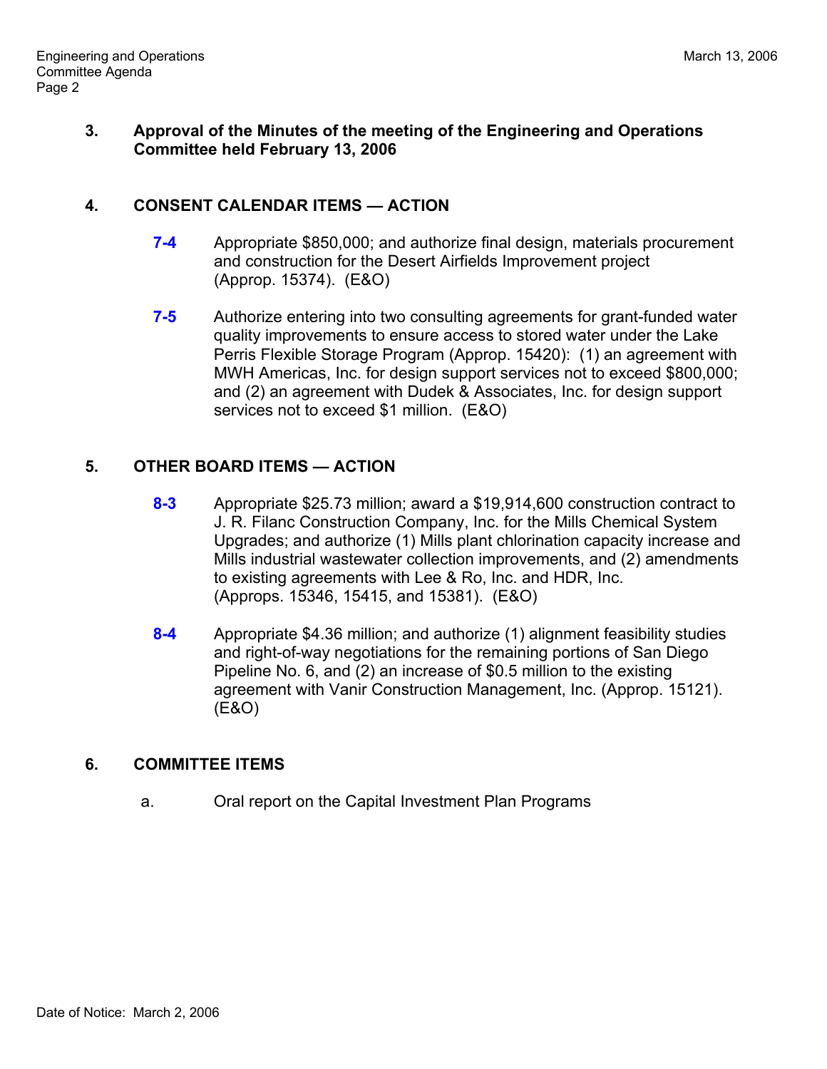**3. Approval of the Minutes of the meeting of the Engineering and Operations Committee held February 13, 2006**

**4. CONSENT CALENDAR ITEMS — ACTION**

**7-4** Appropriate $850,000; and authorize final design, materials procurement and construction for the Desert Airfields Improvement project (Approp. 15374). (E&O)

**7-5** Authorize entering into two consulting agreements for grant-funded water quality improvements to ensure access to stored water under the Lake Perris Flexible Storage Program (Approp. 15420): (1) an agreement with MWH Americas, Inc. for design support services not to exceed $800,000; and (2) an agreement with Dudek & Associates, Inc. for design support services not to exceed $1 million. (E&O)

**5. OTHER BOARD ITEMS — ACTION**

**8-3** Appropriate $25.73 million; award a $19,914,600 construction contract to J. R. Filanc Construction Company, Inc. for the Mills Chemical System Upgrades; and authorize (1) Mills plant chlorination capacity increase and Mills industrial wastewater collection improvements, and (2) amendments to existing agreements with Lee & Ro, Inc. and HDR, Inc. (Approps. 15346, 15415, and 15381). (E&O)

**8-4** Appropriate $4.36 million; and authorize (1) alignment feasibility studies and right-of-way negotiations for the remaining portions of San Diego Pipeline No. 6, and (2) an increase of $0.5 million to the existing agreement with Vanir Construction Management, Inc. (Approp. 15121). (E&O)

**6. COMMITTEE ITEMS**

a. Oral report on the Capital Investment Plan Programs

Date of Notice: March 2, 2006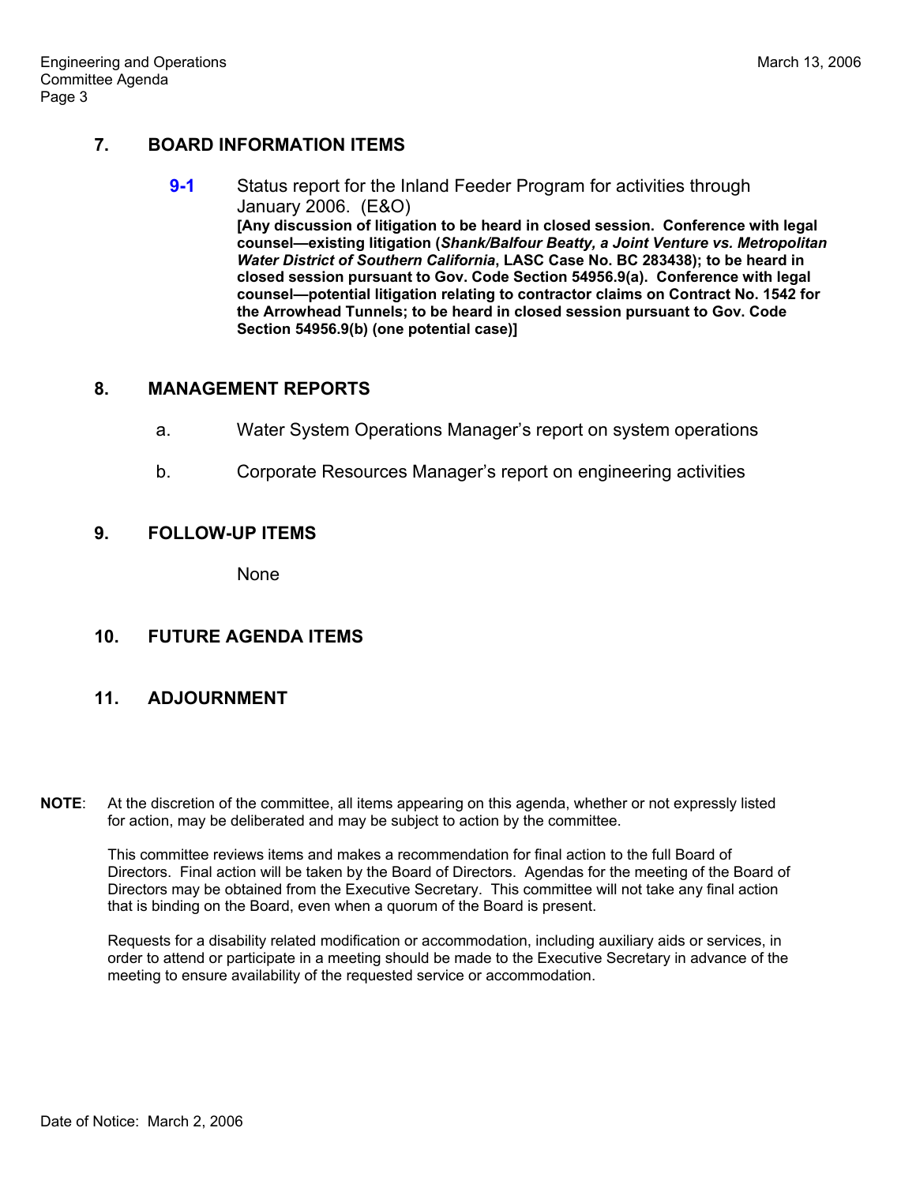## 7. BOARD INFORMATION ITEMS

**9-1** Status report for the Inland Feeder Program for activities through January 2006. (E&O)
**[Any discussion of litigation to be heard in closed session. Conference with legal counsel—existing litigation (*Shank/Balfour Beatty, a Joint Venture vs. Metropolitan Water District of Southern California*, LASC Case No. BC 283438); to be heard in closed session pursuant to Gov. Code Section 54956.9(a). Conference with legal counsel—potential litigation relating to contractor claims on Contract No. 1542 for the Arrowhead Tunnels; to be heard in closed session pursuant to Gov. Code Section 54956.9(b) (one potential case)]**

## 8. MANAGEMENT REPORTS

a. Water System Operations Manager's report on system operations

b. Corporate Resources Manager's report on engineering activities

## 9. FOLLOW-UP ITEMS

None

## 10. FUTURE AGENDA ITEMS

## 11. ADJOURNMENT

**NOTE**: At the discretion of the committee, all items appearing on this agenda, whether or not expressly listed for action, may be deliberated and may be subject to action by the committee.

This committee reviews items and makes a recommendation for final action to the full Board of Directors. Final action will be taken by the Board of Directors. Agendas for the meeting of the Board of Directors may be obtained from the Executive Secretary. This committee will not take any final action that is binding on the Board, even when a quorum of the Board is present.

Requests for a disability related modification or accommodation, including auxiliary aids or services, in order to attend or participate in a meeting should be made to the Executive Secretary in advance of the meeting to ensure availability of the requested service or accommodation.

Date of Notice: March 2, 2006